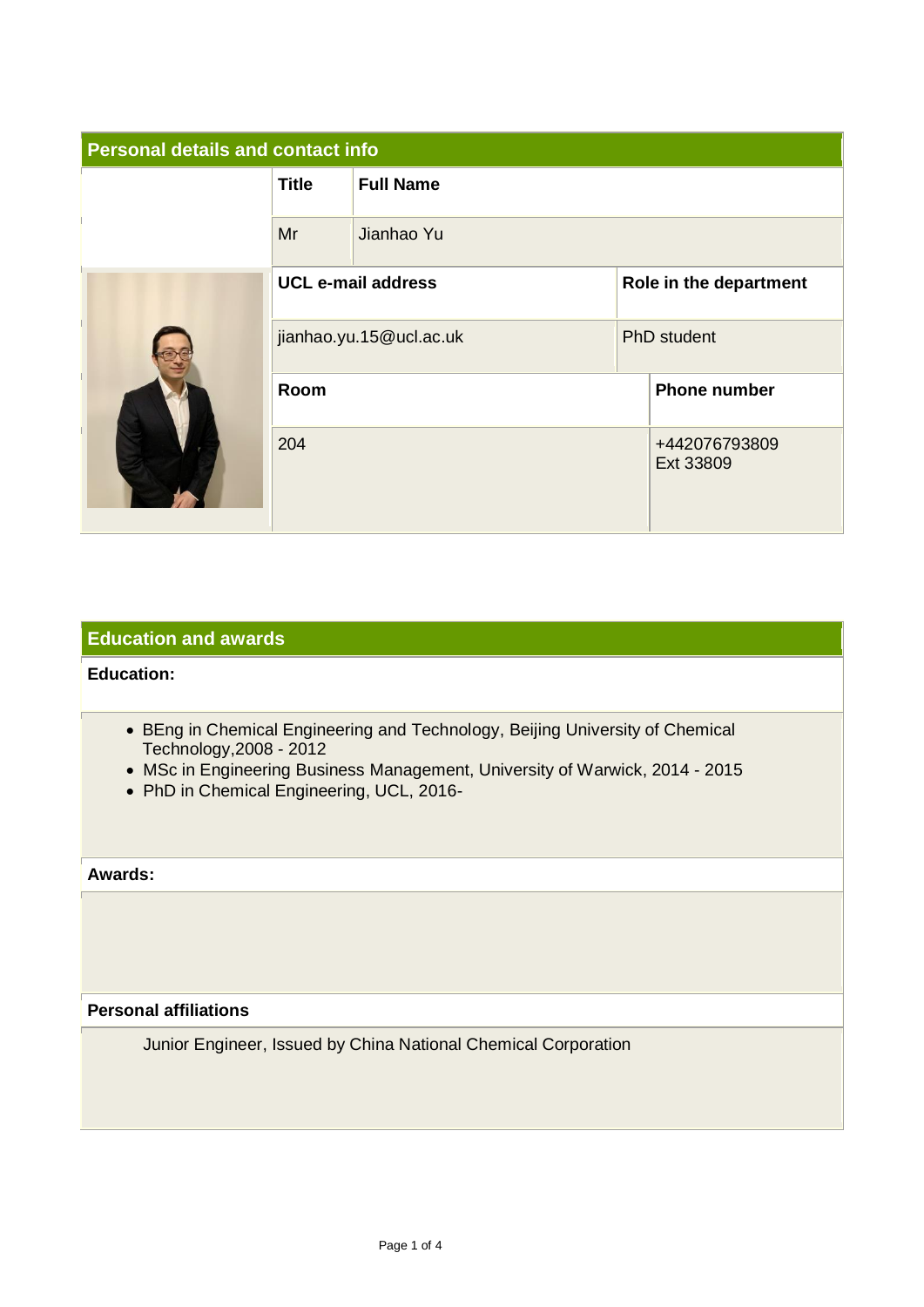## Personal details and contact info

| Title | Full Name |
|---|---|
| Mr | Jianhao Yu |

| UCL e-mail address | Role in the department |
|---|---|
| jianhao.yu.15@ucl.ac.uk | PhD student |

| Room | Phone number |
|---|---|
| 204 | +442076793809 Ext 33809 |

## Education and awards

**Education:**

- BEng in Chemical Engineering and Technology, Beijing University of Chemical Technology,2008 - 2012
- MSc in Engineering Business Management, University of Warwick, 2014 - 2015
- PhD in Chemical Engineering, UCL, 2016-

**Awards:**

**Personal affiliations**

Junior Engineer, Issued by China National Chemical Corporation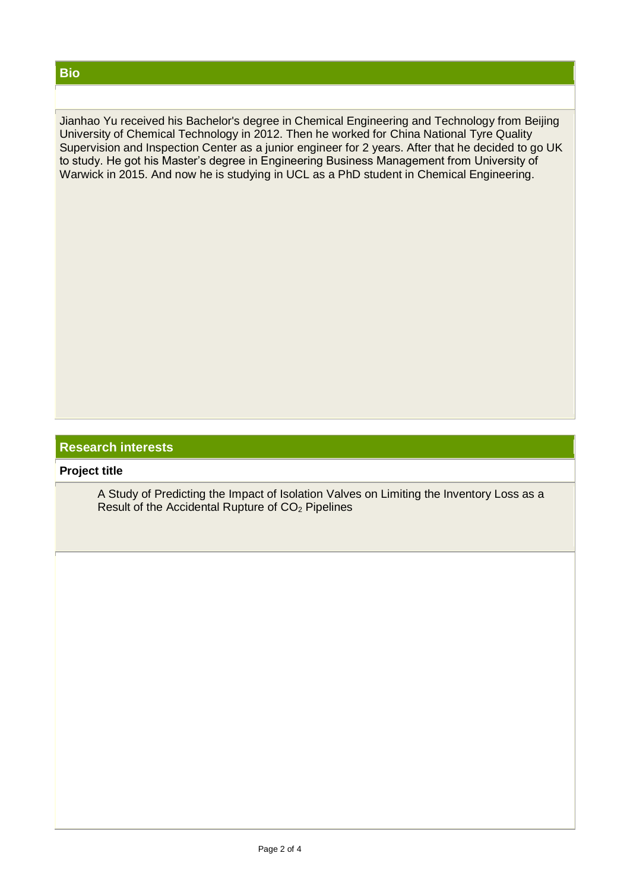## Bio

Jianhao Yu received his Bachelor's degree in Chemical Engineering and Technology from Beijing University of Chemical Technology in 2012. Then he worked for China National Tyre Quality Supervision and Inspection Center as a junior engineer for 2 years. After that he decided to go UK to study. He got his Master's degree in Engineering Business Management from University of Warwick in 2015. And now he is studying in UCL as a PhD student in Chemical Engineering.

## Research interests

**Project title**

A Study of Predicting the Impact of Isolation Valves on Limiting the Inventory Loss as a Result of the Accidental Rupture of $CO_2$ Pipelines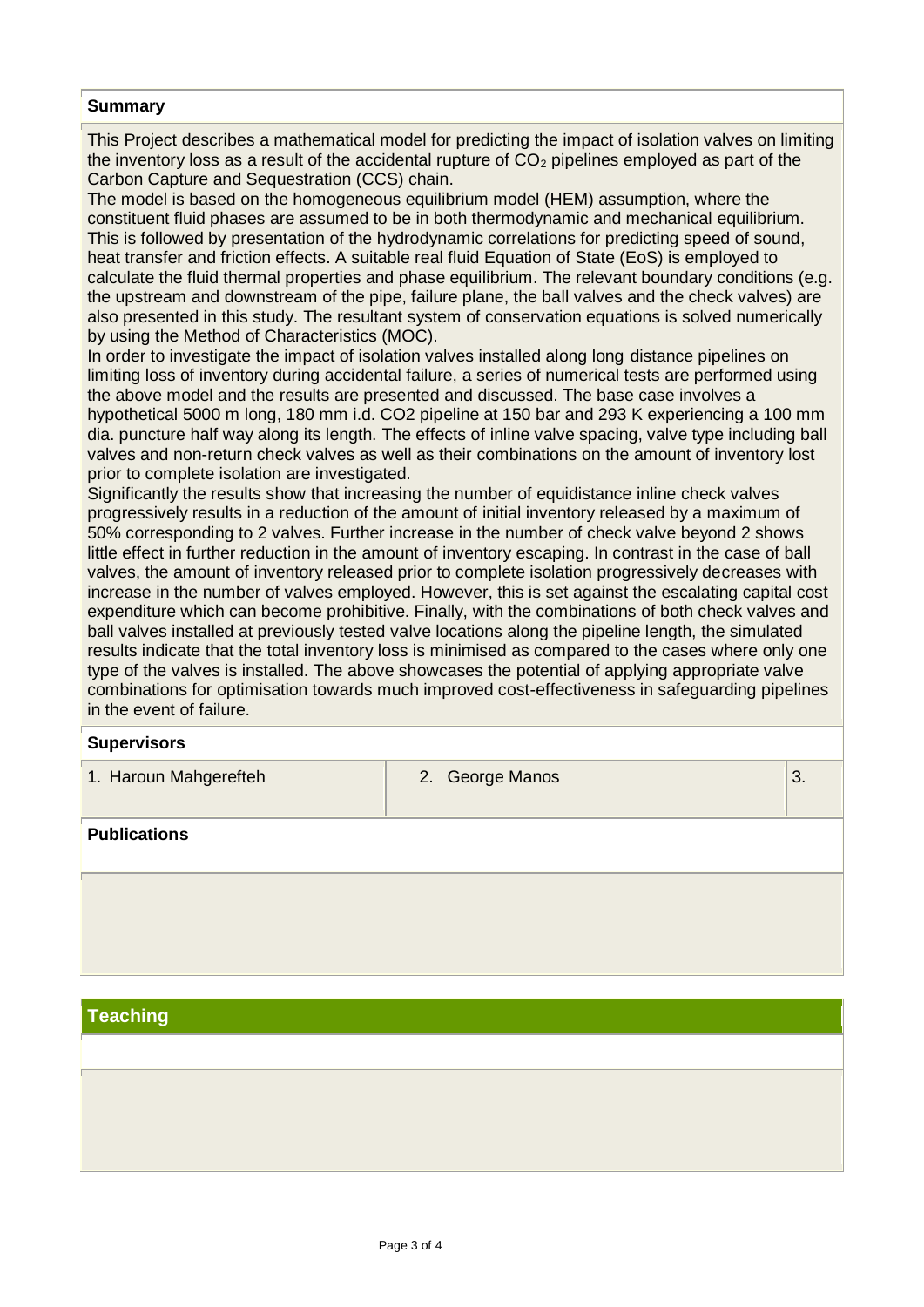**Summary**

This Project describes a mathematical model for predicting the impact of isolation valves on limiting the inventory loss as a result of the accidental rupture of $CO_2$ pipelines employed as part of the Carbon Capture and Sequestration (CCS) chain.
The model is based on the homogeneous equilibrium model (HEM) assumption, where the constituent fluid phases are assumed to be in both thermodynamic and mechanical equilibrium. This is followed by presentation of the hydrodynamic correlations for predicting speed of sound, heat transfer and friction effects. A suitable real fluid Equation of State (EoS) is employed to calculate the fluid thermal properties and phase equilibrium. The relevant boundary conditions (e.g. the upstream and downstream of the pipe, failure plane, the ball valves and the check valves) are also presented in this study. The resultant system of conservation equations is solved numerically by using the Method of Characteristics (MOC).
In order to investigate the impact of isolation valves installed along long distance pipelines on limiting loss of inventory during accidental failure, a series of numerical tests are performed using the above model and the results are presented and discussed. The base case involves a hypothetical 5000 m long, 180 mm i.d. CO2 pipeline at 150 bar and 293 K experiencing a 100 mm dia. puncture half way along its length. The effects of inline valve spacing, valve type including ball valves and non-return check valves as well as their combinations on the amount of inventory lost prior to complete isolation are investigated.
Significantly the results show that increasing the number of equidistance inline check valves progressively results in a reduction of the amount of initial inventory released by a maximum of 50% corresponding to 2 valves. Further increase in the number of check valve beyond 2 shows little effect in further reduction in the amount of inventory escaping. In contrast in the case of ball valves, the amount of inventory released prior to complete isolation progressively decreases with increase in the number of valves employed. However, this is set against the escalating capital cost expenditure which can become prohibitive. Finally, with the combinations of both check valves and ball valves installed at previously tested valve locations along the pipeline length, the simulated results indicate that the total inventory loss is minimised as compared to the cases where only one type of the valves is installed. The above showcases the potential of applying appropriate valve combinations for optimisation towards much improved cost-effectiveness in safeguarding pipelines in the event of failure.

**Supervisors**

| 1. Haroun Mahgerefteh | 2. George Manos | 3. |
|---|---|---|

**Publications**

## Teaching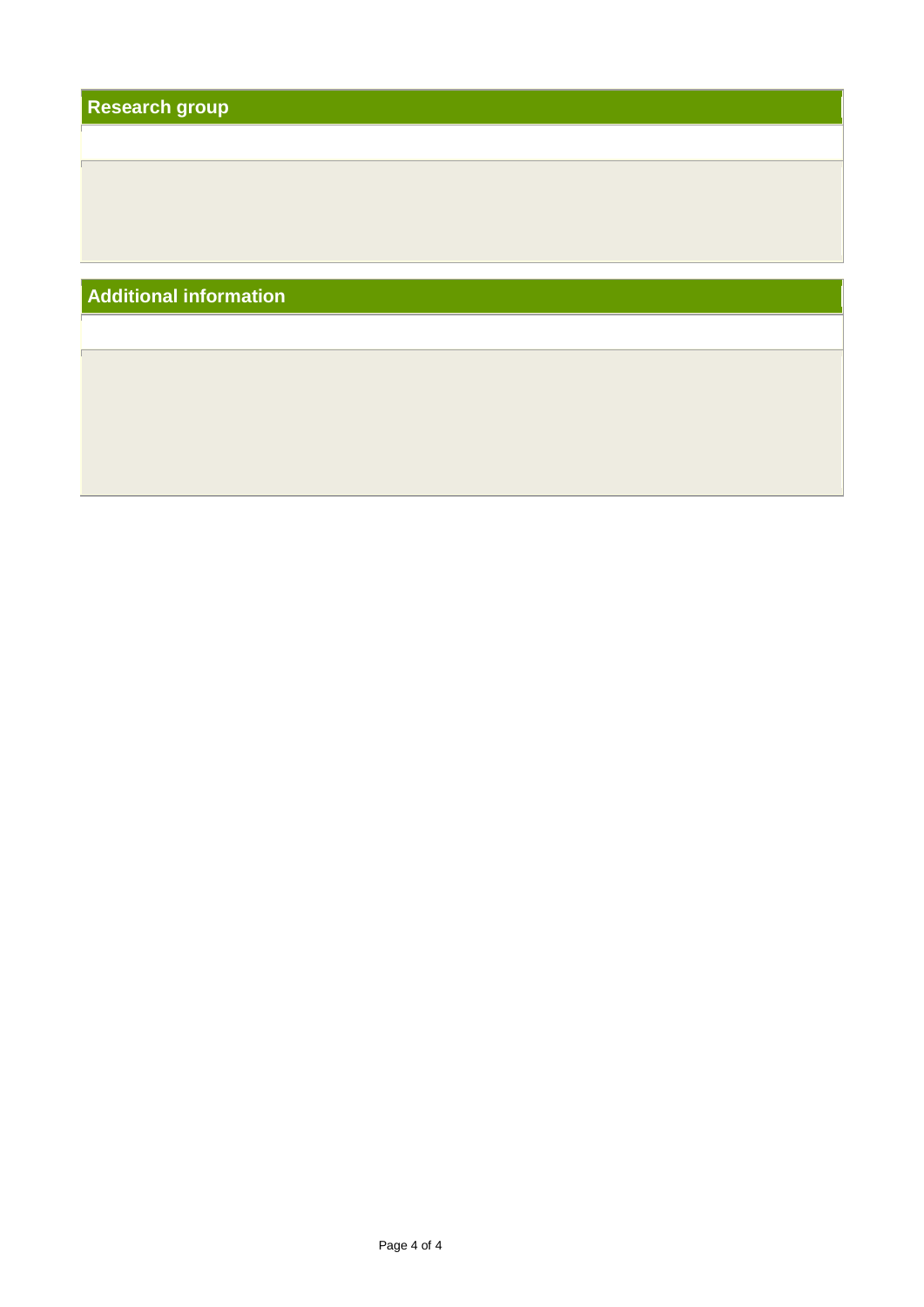## Research group

## Additional information